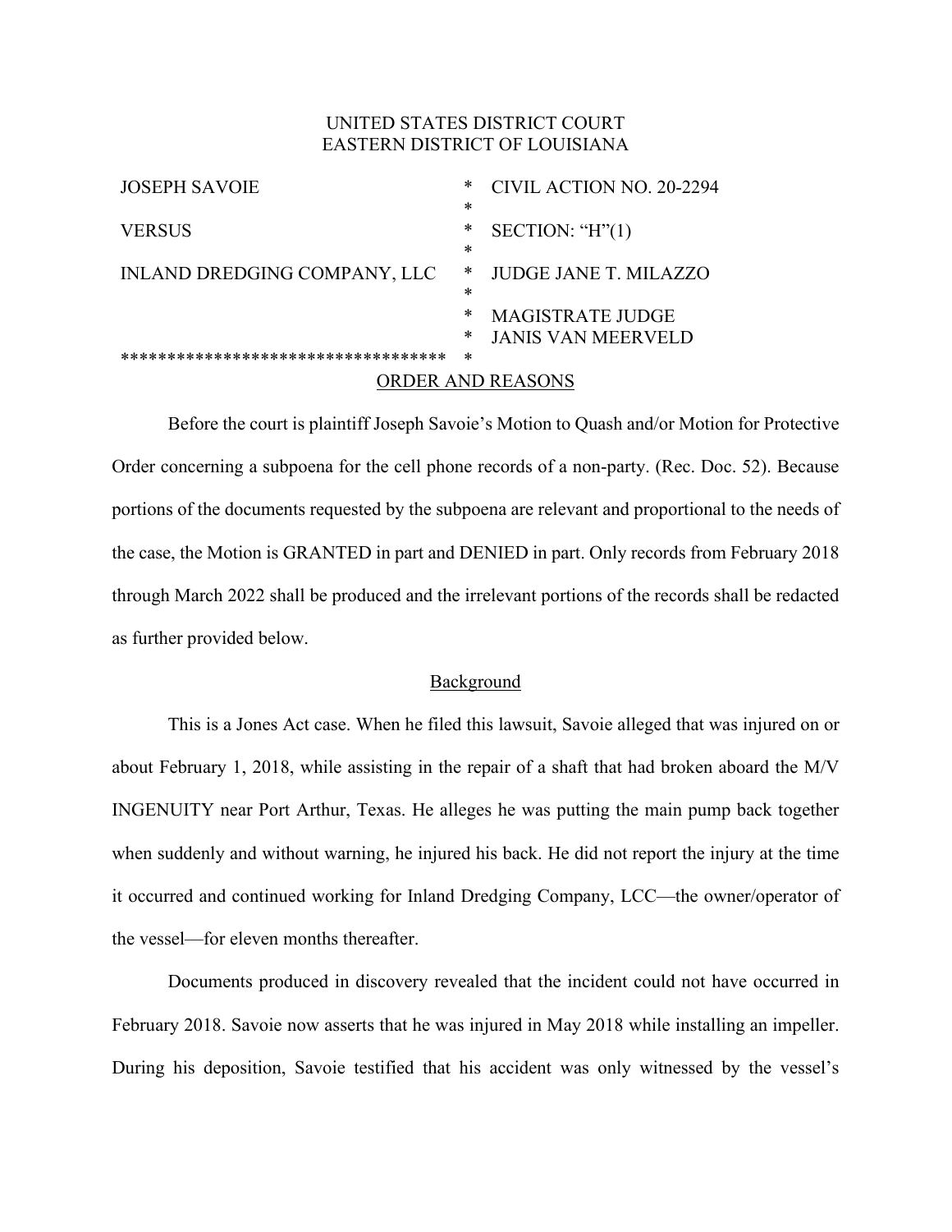UNITED STATES DISTRICT COURT
EASTERN DISTRICT OF LOUISIANA

| | | |
|---|---|---|
| JOSEPH SAVOIE | * | CIVIL ACTION NO. 20-2294 |
| VERSUS | * | SECTION: "H"(1) |
| INLAND DREDGING COMPANY, LLC | * | JUDGE JANE T. MILAZZO |
| | * | MAGISTRATE JUDGE JANIS VAN MEERVELD |

## ORDER AND REASONS

Before the court is plaintiff Joseph Savoie's Motion to Quash and/or Motion for Protective Order concerning a subpoena for the cell phone records of a non-party. (Rec. Doc. 52). Because portions of the documents requested by the subpoena are relevant and proportional to the needs of the case, the Motion is GRANTED in part and DENIED in part. Only records from February 2018 through March 2022 shall be produced and the irrelevant portions of the records shall be redacted as further provided below.

### Background

This is a Jones Act case. When he filed this lawsuit, Savoie alleged that was injured on or about February 1, 2018, while assisting in the repair of a shaft that had broken aboard the M/V INGENUITY near Port Arthur, Texas. He alleges he was putting the main pump back together when suddenly and without warning, he injured his back. He did not report the injury at the time it occurred and continued working for Inland Dredging Company, LCC—the owner/operator of the vessel—for eleven months thereafter.

Documents produced in discovery revealed that the incident could not have occurred in February 2018. Savoie now asserts that he was injured in May 2018 while installing an impeller. During his deposition, Savoie testified that his accident was only witnessed by the vessel's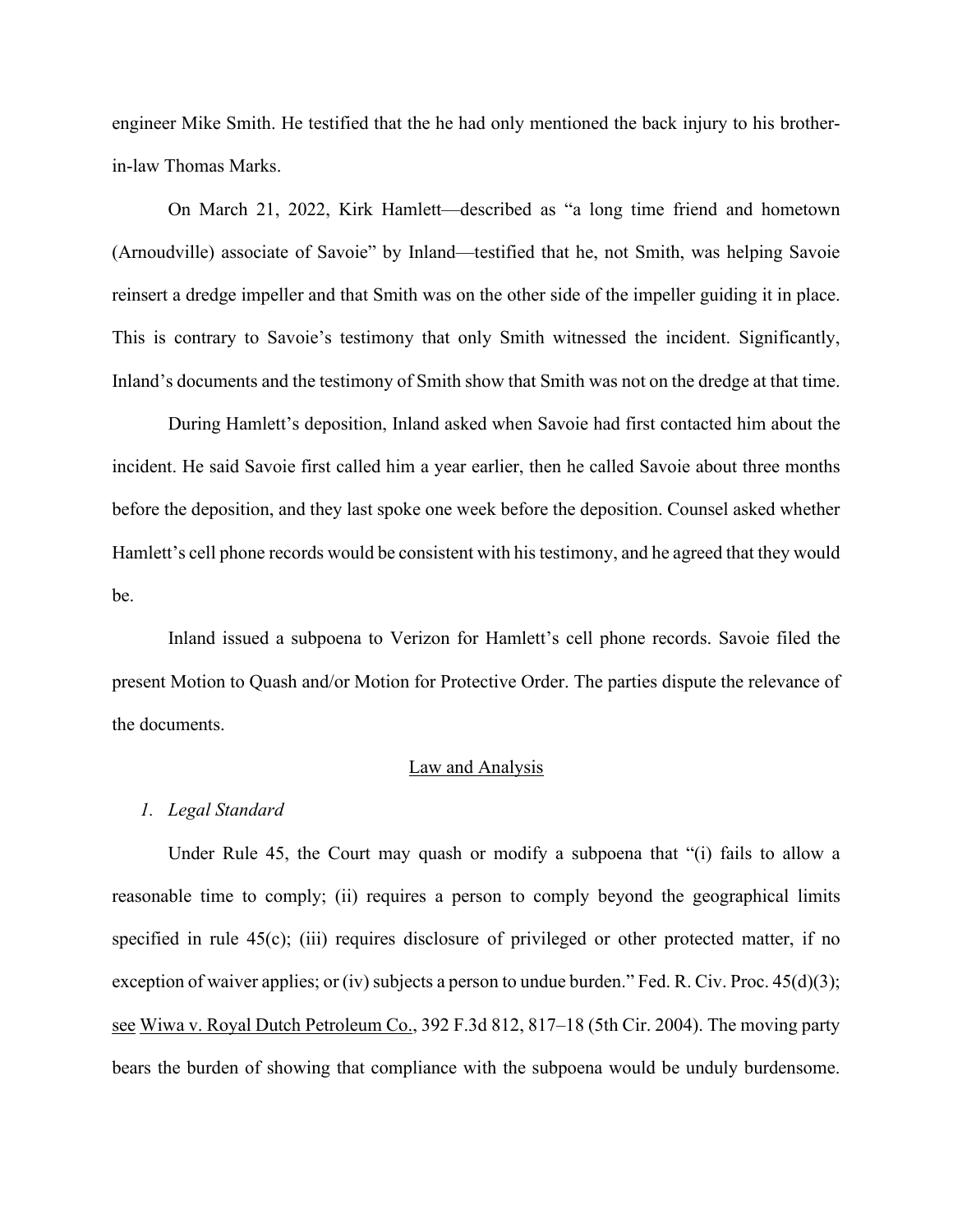engineer Mike Smith. He testified that the he had only mentioned the back injury to his brother-in-law Thomas Marks.

On March 21, 2022, Kirk Hamlett—described as "a long time friend and hometown (Arnoudville) associate of Savoie" by Inland—testified that he, not Smith, was helping Savoie reinsert a dredge impeller and that Smith was on the other side of the impeller guiding it in place. This is contrary to Savoie's testimony that only Smith witnessed the incident. Significantly, Inland's documents and the testimony of Smith show that Smith was not on the dredge at that time.

During Hamlett's deposition, Inland asked when Savoie had first contacted him about the incident. He said Savoie first called him a year earlier, then he called Savoie about three months before the deposition, and they last spoke one week before the deposition. Counsel asked whether Hamlett's cell phone records would be consistent with his testimony, and he agreed that they would be.

Inland issued a subpoena to Verizon for Hamlett's cell phone records. Savoie filed the present Motion to Quash and/or Motion for Protective Order. The parties dispute the relevance of the documents.

## Law and Analysis

### *1. Legal Standard*

Under Rule 45, the Court may quash or modify a subpoena that "(i) fails to allow a reasonable time to comply; (ii) requires a person to comply beyond the geographical limits specified in rule 45(c); (iii) requires disclosure of privileged or other protected matter, if no exception of waiver applies; or (iv) subjects a person to undue burden." Fed. R. Civ. Proc. 45(d)(3); see Wiwa v. Royal Dutch Petroleum Co., 392 F.3d 812, 817–18 (5th Cir. 2004). The moving party bears the burden of showing that compliance with the subpoena would be unduly burdensome.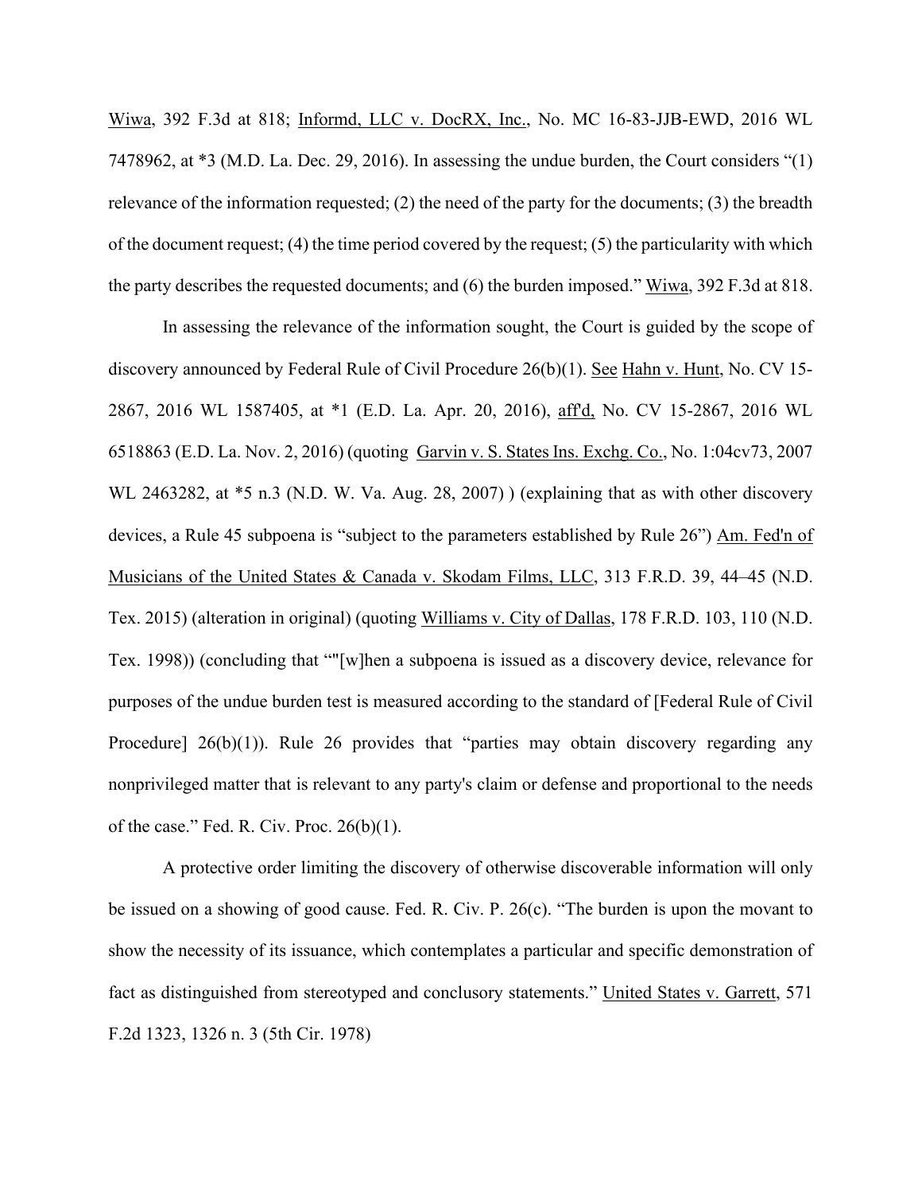Wiwa, 392 F.3d at 818; Informd, LLC v. DocRX, Inc., No. MC 16-83-JJB-EWD, 2016 WL 7478962, at *3 (M.D. La. Dec. 29, 2016). In assessing the undue burden, the Court considers "(1) relevance of the information requested; (2) the need of the party for the documents; (3) the breadth of the document request; (4) the time period covered by the request; (5) the particularity with which the party describes the requested documents; and (6) the burden imposed." Wiwa, 392 F.3d at 818.

In assessing the relevance of the information sought, the Court is guided by the scope of discovery announced by Federal Rule of Civil Procedure 26(b)(1). See Hahn v. Hunt, No. CV 15-2867, 2016 WL 1587405, at *1 (E.D. La. Apr. 20, 2016), aff'd, No. CV 15-2867, 2016 WL 6518863 (E.D. La. Nov. 2, 2016) (quoting Garvin v. S. States Ins. Exchg. Co., No. 1:04cv73, 2007 WL 2463282, at *5 n.3 (N.D. W. Va. Aug. 28, 2007) ) (explaining that as with other discovery devices, a Rule 45 subpoena is "subject to the parameters established by Rule 26") Am. Fed'n of Musicians of the United States & Canada v. Skodam Films, LLC, 313 F.R.D. 39, 44–45 (N.D. Tex. 2015) (alteration in original) (quoting Williams v. City of Dallas, 178 F.R.D. 103, 110 (N.D. Tex. 1998)) (concluding that ""[w]hen a subpoena is issued as a discovery device, relevance for purposes of the undue burden test is measured according to the standard of [Federal Rule of Civil Procedure] 26(b)(1)). Rule 26 provides that "parties may obtain discovery regarding any nonprivileged matter that is relevant to any party's claim or defense and proportional to the needs of the case." Fed. R. Civ. Proc. 26(b)(1).

A protective order limiting the discovery of otherwise discoverable information will only be issued on a showing of good cause. Fed. R. Civ. P. 26(c). "The burden is upon the movant to show the necessity of its issuance, which contemplates a particular and specific demonstration of fact as distinguished from stereotyped and conclusory statements." United States v. Garrett, 571 F.2d 1323, 1326 n. 3 (5th Cir. 1978)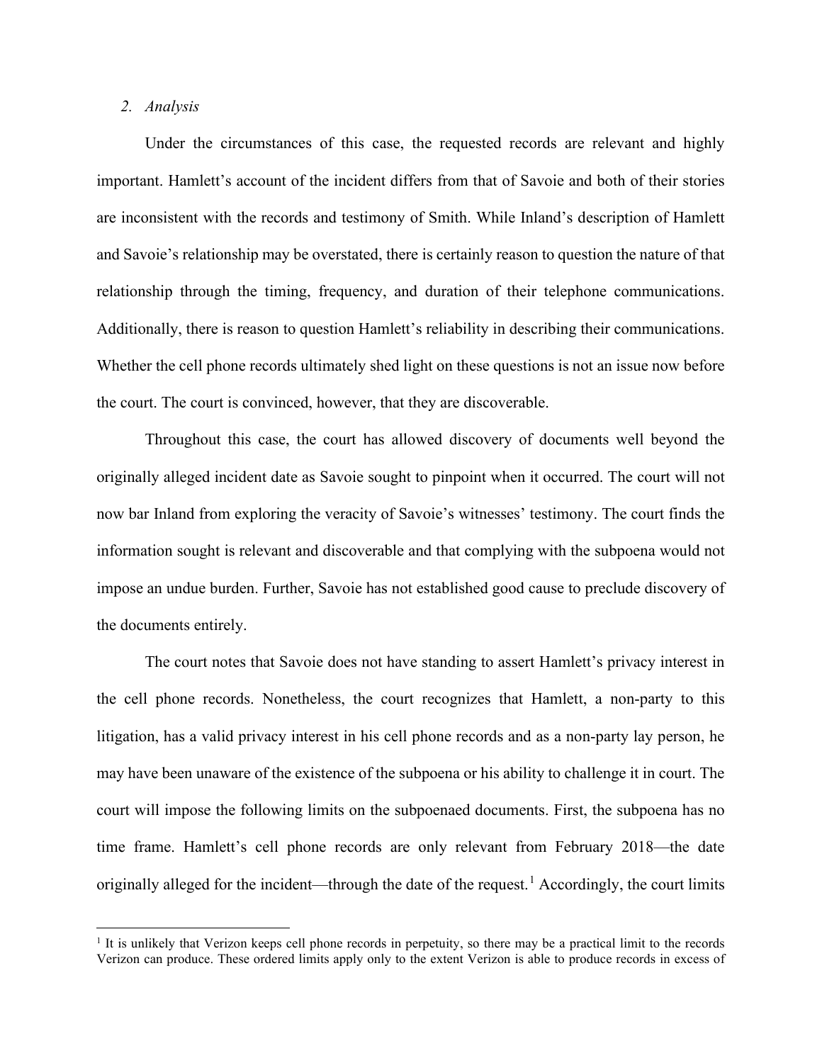*2. Analysis*

Under the circumstances of this case, the requested records are relevant and highly important. Hamlett's account of the incident differs from that of Savoie and both of their stories are inconsistent with the records and testimony of Smith. While Inland's description of Hamlett and Savoie's relationship may be overstated, there is certainly reason to question the nature of that relationship through the timing, frequency, and duration of their telephone communications. Additionally, there is reason to question Hamlett's reliability in describing their communications. Whether the cell phone records ultimately shed light on these questions is not an issue now before the court. The court is convinced, however, that they are discoverable.

Throughout this case, the court has allowed discovery of documents well beyond the originally alleged incident date as Savoie sought to pinpoint when it occurred. The court will not now bar Inland from exploring the veracity of Savoie's witnesses' testimony. The court finds the information sought is relevant and discoverable and that complying with the subpoena would not impose an undue burden. Further, Savoie has not established good cause to preclude discovery of the documents entirely.

The court notes that Savoie does not have standing to assert Hamlett's privacy interest in the cell phone records. Nonetheless, the court recognizes that Hamlett, a non-party to this litigation, has a valid privacy interest in his cell phone records and as a non-party lay person, he may have been unaware of the existence of the subpoena or his ability to challenge it in court. The court will impose the following limits on the subpoenaed documents. First, the subpoena has no time frame. Hamlett's cell phone records are only relevant from February 2018—the date originally alleged for the incident—through the date of the request.[1] Accordingly, the court limits

[1] It is unlikely that Verizon keeps cell phone records in perpetuity, so there may be a practical limit to the records Verizon can produce. These ordered limits apply only to the extent Verizon is able to produce records in excess of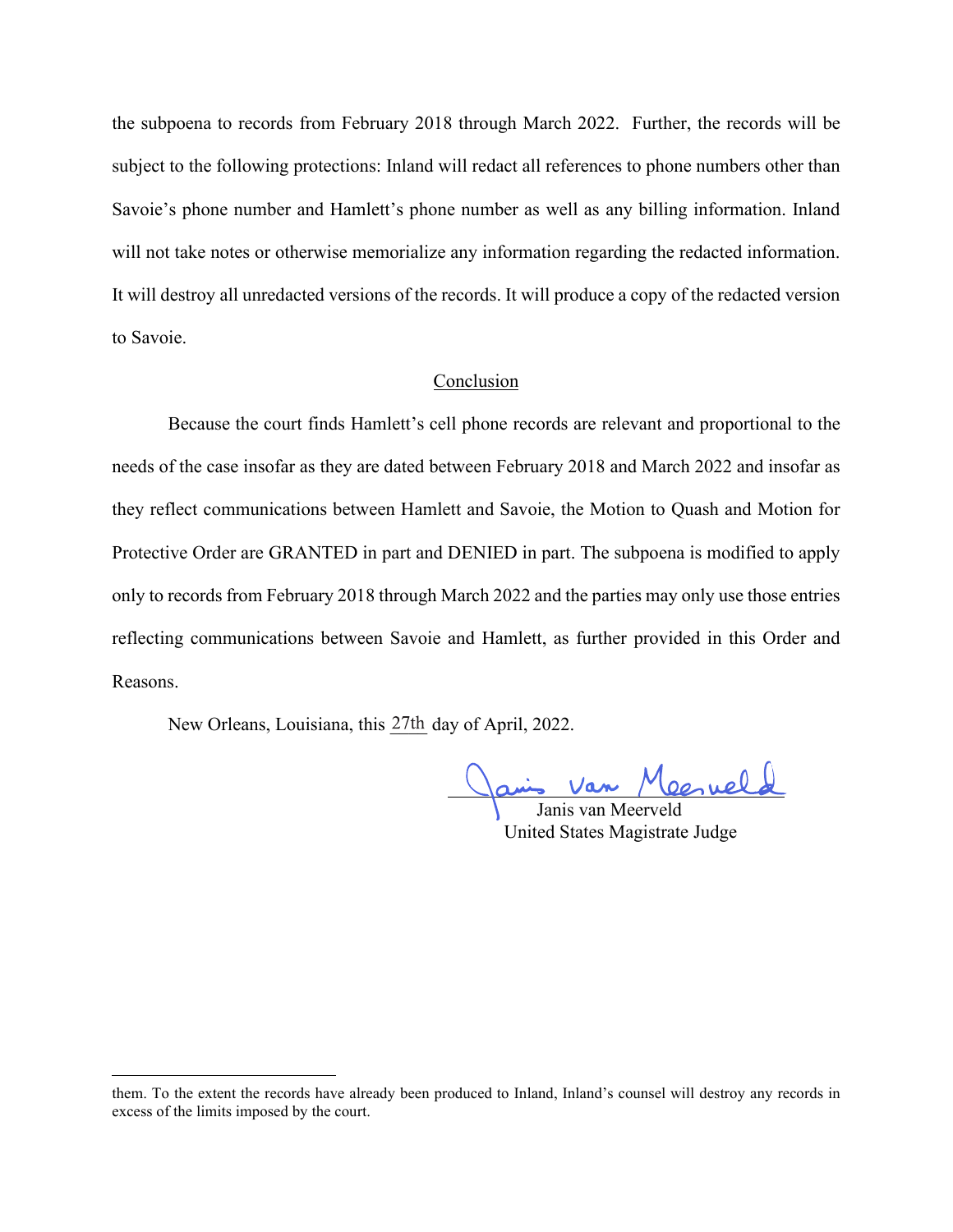the subpoena to records from February 2018 through March 2022. Further, the records will be subject to the following protections: Inland will redact all references to phone numbers other than Savoie's phone number and Hamlett's phone number as well as any billing information. Inland will not take notes or otherwise memorialize any information regarding the redacted information. It will destroy all unredacted versions of the records. It will produce a copy of the redacted version to Savoie.

## Conclusion

Because the court finds Hamlett's cell phone records are relevant and proportional to the needs of the case insofar as they are dated between February 2018 and March 2022 and insofar as they reflect communications between Hamlett and Savoie, the Motion to Quash and Motion for Protective Order are GRANTED in part and DENIED in part. The subpoena is modified to apply only to records from February 2018 through March 2022 and the parties may only use those entries reflecting communications between Savoie and Hamlett, as further provided in this Order and Reasons.

New Orleans, Louisiana, this 27th day of April, 2022.

Janis van Meerveld
United States Magistrate Judge

---

them. To the extent the records have already been produced to Inland, Inland's counsel will destroy any records in excess of the limits imposed by the court.